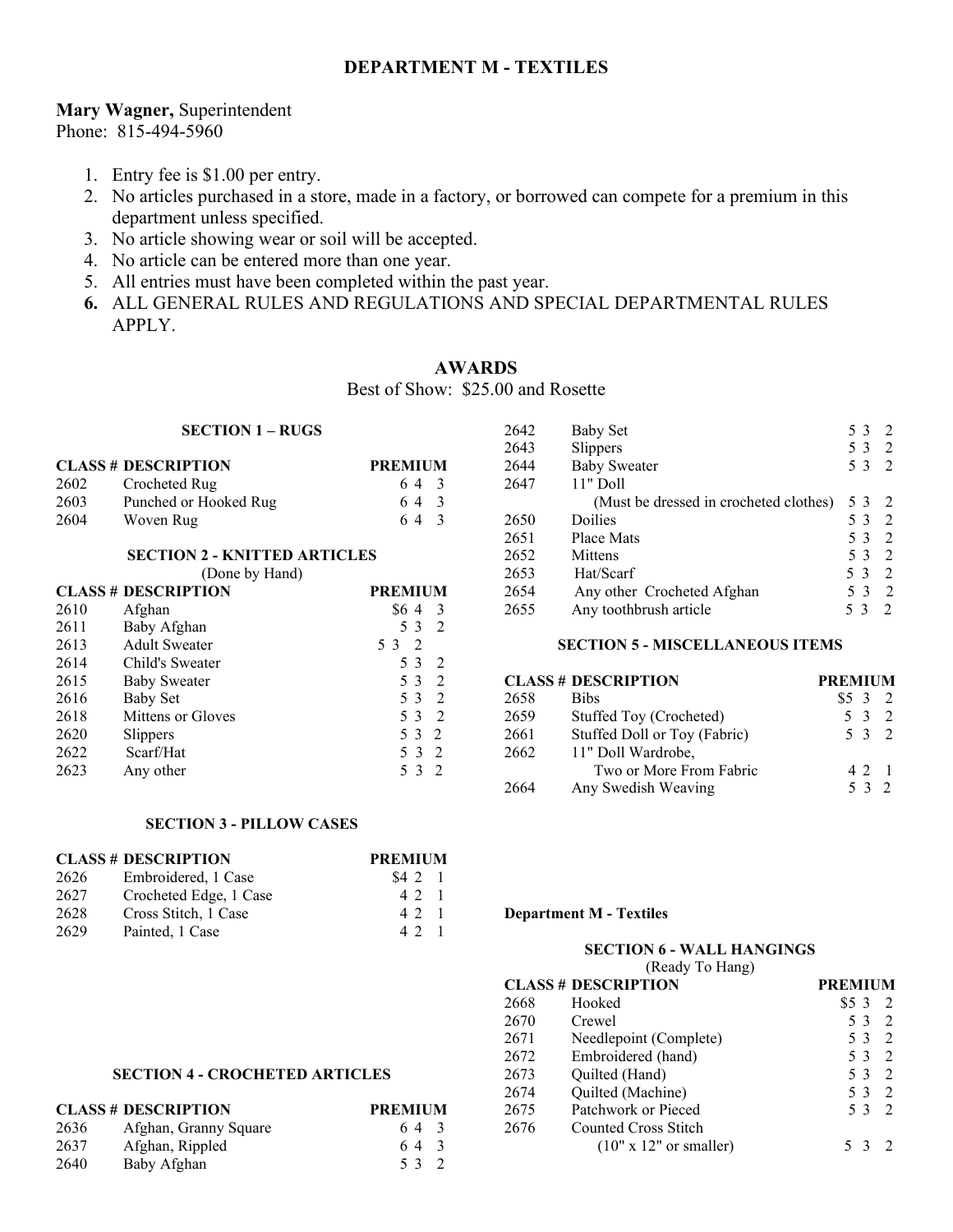# DEPARTMENT M - TEXTILES

**Mary Wagner,** Superintendent
Phone: 815-494-5960

1. Entry fee is $1.00 per entry.
2. No articles purchased in a store, made in a factory, or borrowed can compete for a premium in this department unless specified.
3. No article showing wear or soil will be accepted.
4. No article can be entered more than one year.
5. All entries must have been completed within the past year.
6. ALL GENERAL RULES AND REGULATIONS AND SPECIAL DEPARTMENTAL RULES APPLY.

## AWARDS

Best of Show: $25.00 and Rosette

### SECTION 1 – RUGS

| CLASS # | DESCRIPTION | PREMIUM |
|---|---|---|
| 2602 | Crocheted Rug | 6 4 3 |
| 2603 | Punched or Hooked Rug | 6 4 3 |
| 2604 | Woven Rug | 6 4 3 |

### SECTION 2 - KNITTED ARTICLES

(Done by Hand)

| CLASS # | DESCRIPTION | PREMIUM |
|---|---|---|
| 2610 | Afghan | $6 4 3 |
| 2611 | Baby Afghan | 5 3 2 |
| 2613 | Adult Sweater | 5 3 2 |
| 2614 | Child's Sweater | 5 3 2 |
| 2615 | Baby Sweater | 5 3 2 |
| 2616 | Baby Set | 5 3 2 |
| 2618 | Mittens or Gloves | 5 3 2 |
| 2620 | Slippers | 5 3 2 |
| 2622 | Scarf/Hat | 5 3 2 |
| 2623 | Any other | 5 3 2 |

### SECTION 3 - PILLOW CASES

| CLASS # | DESCRIPTION | PREMIUM |
|---|---|---|
| 2626 | Embroidered, 1 Case | $4 2 1 |
| 2627 | Crocheted Edge, 1 Case | 4 2 1 |
| 2628 | Cross Stitch, 1 Case | 4 2 1 |
| 2629 | Painted, 1 Case | 4 2 1 |

### SECTION 4 - CROCHETED ARTICLES

| CLASS # | DESCRIPTION | PREMIUM |
|---|---|---|
| 2636 | Afghan, Granny Square | 6 4 3 |
| 2637 | Afghan, Rippled | 6 4 3 |
| 2640 | Baby Afghan | 5 3 2 |
| 2642 | Baby Set | 5 3 2 |
| 2643 | Slippers | 5 3 2 |
| 2644 | Baby Sweater | 5 3 2 |
| 2647 | 11" Doll (Must be dressed in crocheted clothes) | 5 3 2 |
| 2650 | Doilies | 5 3 2 |
| 2651 | Place Mats | 5 3 2 |
| 2652 | Mittens | 5 3 2 |
| 2653 | Hat/Scarf | 5 3 2 |
| 2654 | Any other Crocheted Afghan | 5 3 2 |
| 2655 | Any toothbrush article | 5 3 2 |

### SECTION 5 - MISCELLANEOUS ITEMS

| CLASS # | DESCRIPTION | PREMIUM |
|---|---|---|
| 2658 | Bibs | $5 3 2 |
| 2659 | Stuffed Toy (Crocheted) | 5 3 2 |
| 2661 | Stuffed Doll or Toy (Fabric) | 5 3 2 |
| 2662 | 11" Doll Wardrobe, Two or More From Fabric | 4 2 1 |
| 2664 | Any Swedish Weaving | 5 3 2 |

**Department M - Textiles**

### SECTION 6 - WALL HANGINGS

(Ready To Hang)

| CLASS # | DESCRIPTION | PREMIUM |
|---|---|---|
| 2668 | Hooked | $5 3 2 |
| 2670 | Crewel | 5 3 2 |
| 2671 | Needlepoint (Complete) | 5 3 2 |
| 2672 | Embroidered (hand) | 5 3 2 |
| 2673 | Quilted (Hand) | 5 3 2 |
| 2674 | Quilted (Machine) | 5 3 2 |
| 2675 | Patchwork or Pieced | 5 3 2 |
| 2676 | Counted Cross Stitch (10" x 12" or smaller) | 5 3 2 |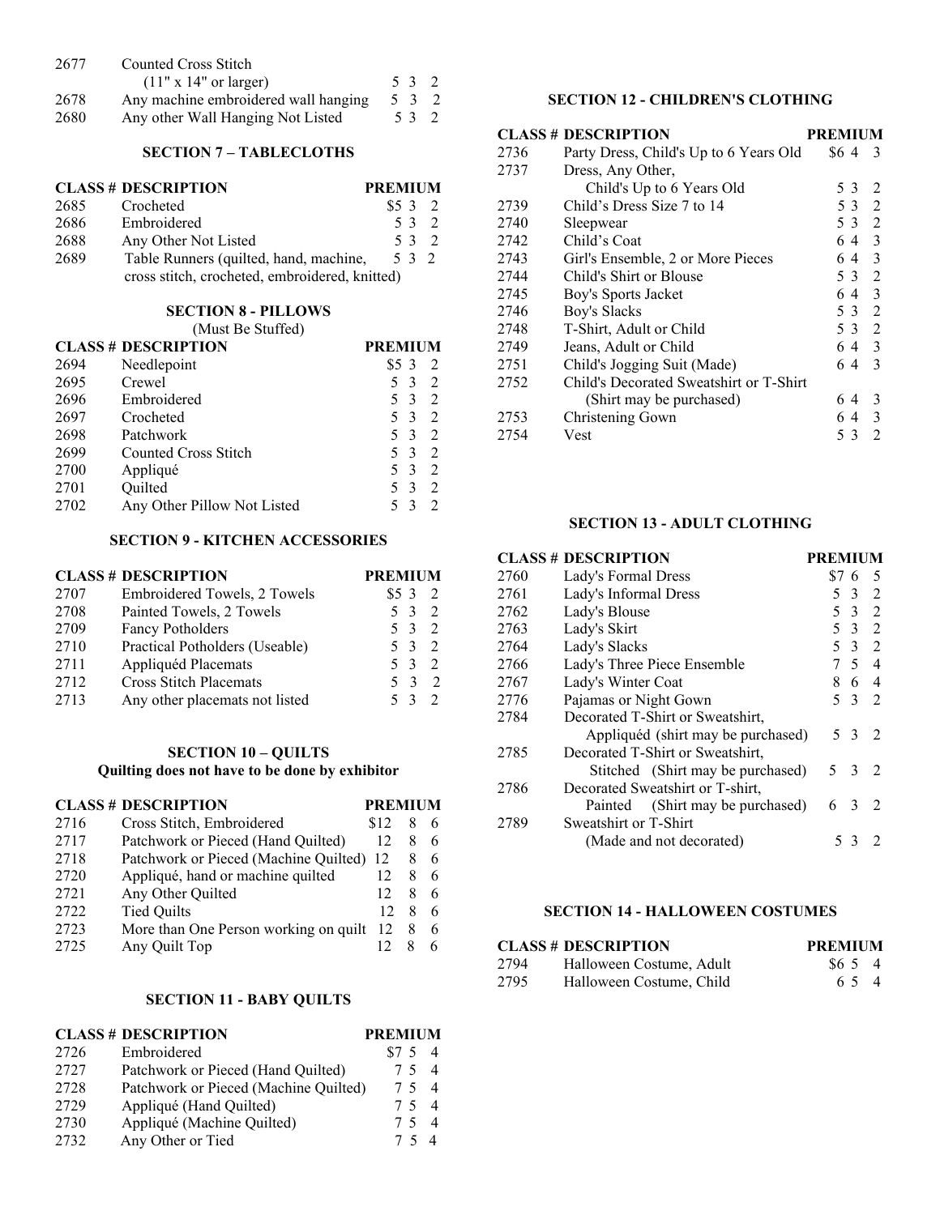| | | | | |
|---|---|---|---|---|
| 2677 | Counted Cross Stitch (11" x 14" or larger) | 5 | 3 | 2 |
| 2678 | Any machine embroidered wall hanging | 5 | 3 | 2 |
| 2680 | Any other Wall Hanging Not Listed | 5 | 3 | 2 |

### SECTION 7 – TABLECLOTHS

| CLASS # | DESCRIPTION | PREMIUM | | |
|---|---|---|---|---|
| 2685 | Crocheted | $5 | 3 | 2 |
| 2686 | Embroidered | 5 | 3 | 2 |
| 2688 | Any Other Not Listed | 5 | 3 | 2 |
| 2689 | Table Runners (quilted, hand, machine, cross stitch, crocheted, embroidered, knitted) | 5 | 3 | 2 |

### SECTION 8 - PILLOWS

(Must Be Stuffed)

| CLASS # | DESCRIPTION | PREMIUM | | |
|---|---|---|---|---|
| 2694 | Needlepoint | $5 | 3 | 2 |
| 2695 | Crewel | 5 | 3 | 2 |
| 2696 | Embroidered | 5 | 3 | 2 |
| 2697 | Crocheted | 5 | 3 | 2 |
| 2698 | Patchwork | 5 | 3 | 2 |
| 2699 | Counted Cross Stitch | 5 | 3 | 2 |
| 2700 | Appliqué | 5 | 3 | 2 |
| 2701 | Quilted | 5 | 3 | 2 |
| 2702 | Any Other Pillow Not Listed | 5 | 3 | 2 |

### SECTION 9 - KITCHEN ACCESSORIES

| CLASS # | DESCRIPTION | PREMIUM | | |
|---|---|---|---|---|
| 2707 | Embroidered Towels, 2 Towels | $5 | 3 | 2 |
| 2708 | Painted Towels, 2 Towels | 5 | 3 | 2 |
| 2709 | Fancy Potholders | 5 | 3 | 2 |
| 2710 | Practical Potholders (Useable) | 5 | 3 | 2 |
| 2711 | Appliquéd Placemats | 5 | 3 | 2 |
| 2712 | Cross Stitch Placemats | 5 | 3 | 2 |
| 2713 | Any other placemats not listed | 5 | 3 | 2 |

### SECTION 10 – QUILTS

**Quilting does not have to be done by exhibitor**

| CLASS # | DESCRIPTION | PREMIUM | | |
|---|---|---|---|---|
| 2716 | Cross Stitch, Embroidered | $12 | 8 | 6 |
| 2717 | Patchwork or Pieced (Hand Quilted) | 12 | 8 | 6 |
| 2718 | Patchwork or Pieced (Machine Quilted) | 12 | 8 | 6 |
| 2720 | Appliqué, hand or machine quilted | 12 | 8 | 6 |
| 2721 | Any Other Quilted | 12 | 8 | 6 |
| 2722 | Tied Quilts | 12 | 8 | 6 |
| 2723 | More than One Person working on quilt | 12 | 8 | 6 |
| 2725 | Any Quilt Top | 12 | 8 | 6 |

### SECTION 11 - BABY QUILTS

| CLASS # | DESCRIPTION | PREMIUM | | |
|---|---|---|---|---|
| 2726 | Embroidered | $7 | 5 | 4 |
| 2727 | Patchwork or Pieced (Hand Quilted) | 7 | 5 | 4 |
| 2728 | Patchwork or Pieced (Machine Quilted) | 7 | 5 | 4 |
| 2729 | Appliqué (Hand Quilted) | 7 | 5 | 4 |
| 2730 | Appliqué (Machine Quilted) | 7 | 5 | 4 |
| 2732 | Any Other or Tied | 7 | 5 | 4 |

### SECTION 12 - CHILDREN'S CLOTHING

| CLASS # | DESCRIPTION | PREMIUM | | |
|---|---|---|---|---|
| 2736 | Party Dress, Child's Up to 6 Years Old | $6 | 4 | 3 |
| 2737 | Dress, Any Other, Child's Up to 6 Years Old | 5 | 3 | 2 |
| 2739 | Child's Dress Size 7 to 14 | 5 | 3 | 2 |
| 2740 | Sleepwear | 5 | 3 | 2 |
| 2742 | Child's Coat | 6 | 4 | 3 |
| 2743 | Girl's Ensemble, 2 or More Pieces | 6 | 4 | 3 |
| 2744 | Child's Shirt or Blouse | 5 | 3 | 2 |
| 2745 | Boy's Sports Jacket | 6 | 4 | 3 |
| 2746 | Boy's Slacks | 5 | 3 | 2 |
| 2748 | T-Shirt, Adult or Child | 5 | 3 | 2 |
| 2749 | Jeans, Adult or Child | 6 | 4 | 3 |
| 2751 | Child's Jogging Suit (Made) | 6 | 4 | 3 |
| 2752 | Child's Decorated Sweatshirt or T-Shirt (Shirt may be purchased) | 6 | 4 | 3 |
| 2753 | Christening Gown | 6 | 4 | 3 |
| 2754 | Vest | 5 | 3 | 2 |

### SECTION 13 - ADULT CLOTHING

| CLASS # | DESCRIPTION | PREMIUM | | |
|---|---|---|---|---|
| 2760 | Lady's Formal Dress | $7 | 6 | 5 |
| 2761 | Lady's Informal Dress | 5 | 3 | 2 |
| 2762 | Lady's Blouse | 5 | 3 | 2 |
| 2763 | Lady's Skirt | 5 | 3 | 2 |
| 2764 | Lady's Slacks | 5 | 3 | 2 |
| 2766 | Lady's Three Piece Ensemble | 7 | 5 | 4 |
| 2767 | Lady's Winter Coat | 8 | 6 | 4 |
| 2776 | Pajamas or Night Gown | 5 | 3 | 2 |
| 2784 | Decorated T-Shirt or Sweatshirt, Appliquéd (shirt may be purchased) | 5 | 3 | 2 |
| 2785 | Decorated T-Shirt or Sweatshirt, Stitched (Shirt may be purchased) | 5 | 3 | 2 |
| 2786 | Decorated Sweatshirt or T-shirt, Painted (Shirt may be purchased) | 6 | 3 | 2 |
| 2789 | Sweatshirt or T-Shirt (Made and not decorated) | 5 | 3 | 2 |

### SECTION 14 - HALLOWEEN COSTUMES

| CLASS # | DESCRIPTION | PREMIUM | | |
|---|---|---|---|---|
| 2794 | Halloween Costume, Adult | $6 | 5 | 4 |
| 2795 | Halloween Costume, Child | 6 | 5 | 4 |